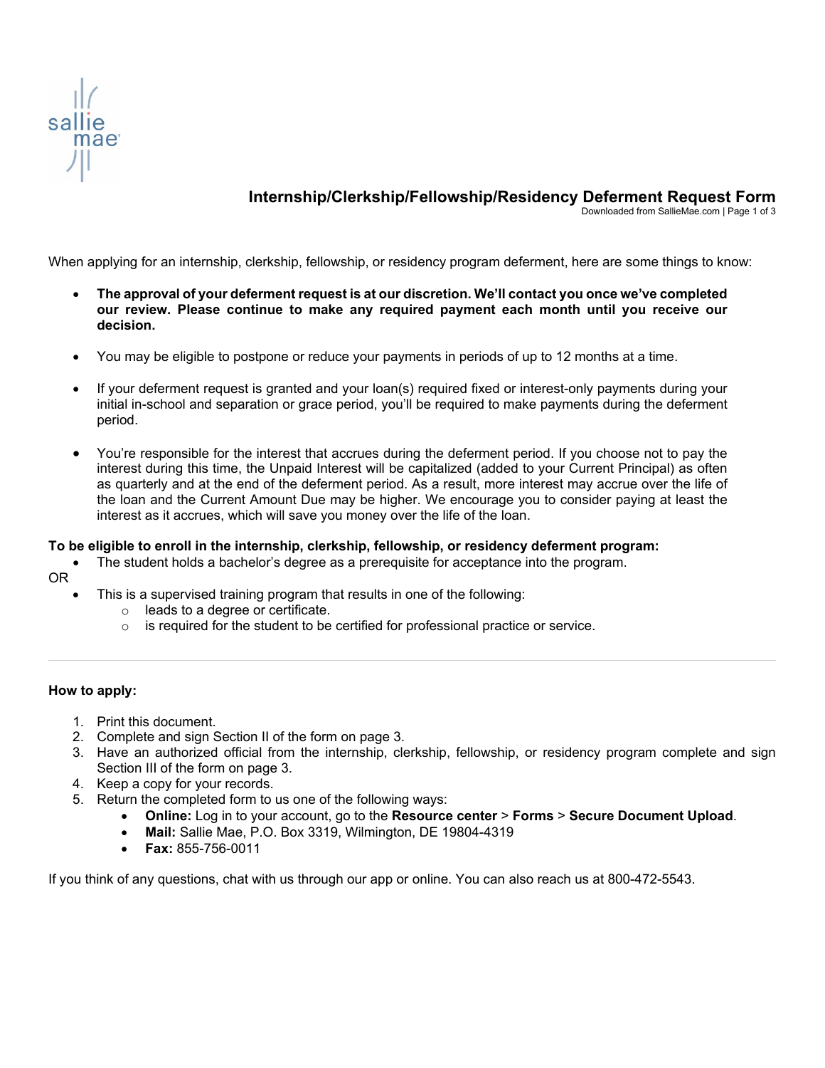# Internship/Clerkship/Fellowship/Residency Deferment Request Form

When applying for an internship, clerkship, fellowship, or residency program deferment, here are some things to know:

- **The approval of your deferment request is at our discretion. We'll contact you once we've completed our review. Please continue to make any required payment each month until you receive our decision.**
- You may be eligible to postpone or reduce your payments in periods of up to 12 months at a time.
- If your deferment request is granted and your loan(s) required fixed or interest-only payments during your initial in-school and separation or grace period, you'll be required to make payments during the deferment period.
- You're responsible for the interest that accrues during the deferment period. If you choose not to pay the interest during this time, the Unpaid Interest will be capitalized (added to your Current Principal) as often as quarterly and at the end of the deferment period. As a result, more interest may accrue over the life of the loan and the Current Amount Due may be higher. We encourage you to consider paying at least the interest as it accrues, which will save you money over the life of the loan.

**To be eligible to enroll in the internship, clerkship, fellowship, or residency deferment program:**

- The student holds a bachelor's degree as a prerequisite for acceptance into the program.

OR

- This is a supervised training program that results in one of the following:
  - leads to a degree or certificate.
  - is required for the student to be certified for professional practice or service.

---

**How to apply:**

1. Print this document.
2. Complete and sign Section II of the form on page 3.
3. Have an authorized official from the internship, clerkship, fellowship, or residency program complete and sign Section III of the form on page 3.
4. Keep a copy for your records.
5. Return the completed form to us one of the following ways:
   - **Online:** Log in to your account, go to the **Resource center** > **Forms** > **Secure Document Upload**.
   - **Mail:** Sallie Mae, P.O. Box 3319, Wilmington, DE 19804-4319
   - **Fax:** 855-756-0011

If you think of any questions, chat with us through our app or online. You can also reach us at 800-472-5543.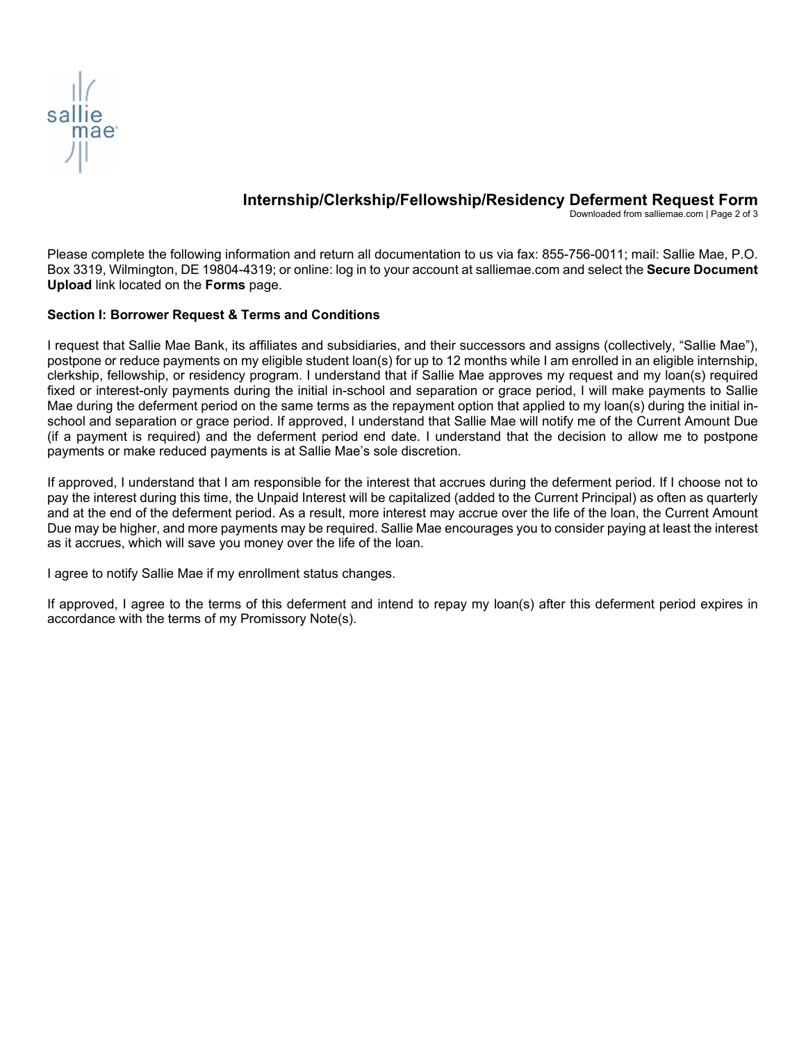# Internship/Clerkship/Fellowship/Residency Deferment Request Form

Please complete the following information and return all documentation to us via fax: 855-756-0011; mail: Sallie Mae, P.O. Box 3319, Wilmington, DE 19804-4319; or online: log in to your account at salliemae.com and select the **Secure Document Upload** link located on the **Forms** page.

**Section I: Borrower Request & Terms and Conditions**

I request that Sallie Mae Bank, its affiliates and subsidiaries, and their successors and assigns (collectively, "Sallie Mae"), postpone or reduce payments on my eligible student loan(s) for up to 12 months while I am enrolled in an eligible internship, clerkship, fellowship, or residency program. I understand that if Sallie Mae approves my request and my loan(s) required fixed or interest-only payments during the initial in-school and separation or grace period, I will make payments to Sallie Mae during the deferment period on the same terms as the repayment option that applied to my loan(s) during the initial in-school and separation or grace period. If approved, I understand that Sallie Mae will notify me of the Current Amount Due (if a payment is required) and the deferment period end date. I understand that the decision to allow me to postpone payments or make reduced payments is at Sallie Mae's sole discretion.

If approved, I understand that I am responsible for the interest that accrues during the deferment period. If I choose not to pay the interest during this time, the Unpaid Interest will be capitalized (added to the Current Principal) as often as quarterly and at the end of the deferment period. As a result, more interest may accrue over the life of the loan, the Current Amount Due may be higher, and more payments may be required. Sallie Mae encourages you to consider paying at least the interest as it accrues, which will save you money over the life of the loan.

I agree to notify Sallie Mae if my enrollment status changes.

If approved, I agree to the terms of this deferment and intend to repay my loan(s) after this deferment period expires in accordance with the terms of my Promissory Note(s).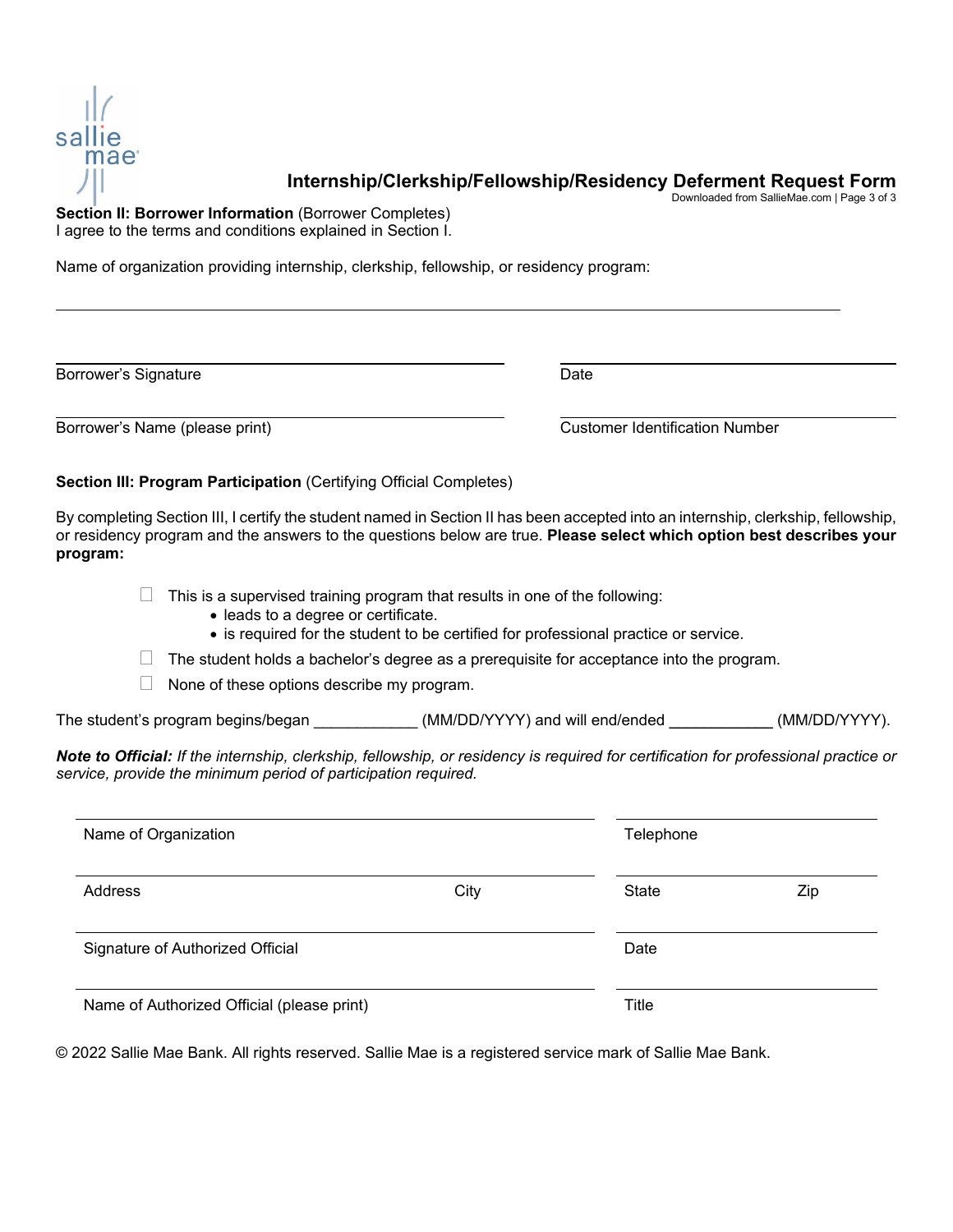# Internship/Clerkship/Fellowship/Residency Deferment Request Form

Downloaded from SallieMae.com

**Section II: Borrower Information** (Borrower Completes)
I agree to the terms and conditions explained in Section I.

Name of organization providing internship, clerkship, fellowship, or residency program:

_______________________________________________________________________________

Borrower's Signature _______________________ Date _______________________

Borrower's Name (please print) _______________________ Customer Identification Number _______________________

**Section III: Program Participation** (Certifying Official Completes)

By completing Section III, I certify the student named in Section II has been accepted into an internship, clerkship, fellowship, or residency program and the answers to the questions below are true. **Please select which option best describes your program:**

- ☐ This is a supervised training program that results in one of the following:
  - leads to a degree or certificate.
  - is required for the student to be certified for professional practice or service.
- ☐ The student holds a bachelor's degree as a prerequisite for acceptance into the program.
- ☐ None of these options describe my program.

The student's program begins/began ____________ (MM/DD/YYYY) and will end/ended ____________ (MM/DD/YYYY).

***Note to Official:*** *If the internship, clerkship, fellowship, or residency is required for certification for professional practice or service, provide the minimum period of participation required.*

Name of Organization _______________________ Telephone _______________________

Address _______________ City _______________ State _______ Zip _______

Signature of Authorized Official _______________________ Date _______________________

Name of Authorized Official (please print) _______________________ Title _______________________

© 2022 Sallie Mae Bank. All rights reserved. Sallie Mae is a registered service mark of Sallie Mae Bank.